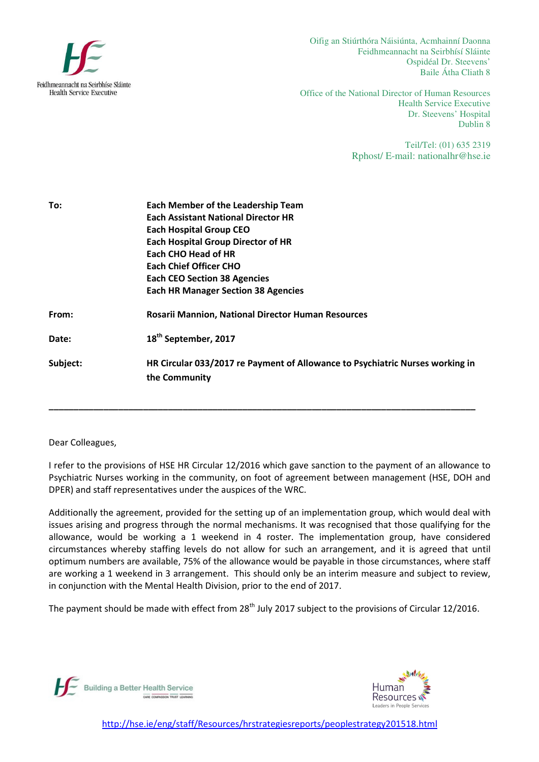Feidhmeannacht na Seirbhíse Sláinte
Health Service Executive

Oifig an Stiúrthóra Náisiúnta, Acmhainní Daonna
Feidhmeannacht na Seirbhísí Sláinte
Ospidéal Dr. Steevens'
Baile Átha Cliath 8

Office of the National Director of Human Resources
Health Service Executive
Dr. Steevens' Hospital
Dublin 8

Teil/Tel: (01) 635 2319
Rphost/ E-mail: nationalhr@hse.ie

| | |
|---|---|
| **To:** | **Each Member of the Leadership Team**<br>**Each Assistant National Director HR**<br>**Each Hospital Group CEO**<br>**Each Hospital Group Director of HR**<br>**Each CHO Head of HR**<br>**Each Chief Officer CHO**<br>**Each CEO Section 38 Agencies**<br>**Each HR Manager Section 38 Agencies** |
| **From:** | **Rosarii Mannion, National Director Human Resources** |
| **Date:** | **18th September, 2017** |
| **Subject:** | **HR Circular 033/2017 re Payment of Allowance to Psychiatric Nurses working in the Community** |

---

Dear Colleagues,

I refer to the provisions of HSE HR Circular 12/2016 which gave sanction to the payment of an allowance to Psychiatric Nurses working in the community, on foot of agreement between management (HSE, DOH and DPER) and staff representatives under the auspices of the WRC.

Additionally the agreement, provided for the setting up of an implementation group, which would deal with issues arising and progress through the normal mechanisms. It was recognised that those qualifying for the allowance, would be working a 1 weekend in 4 roster. The implementation group, have considered circumstances whereby staffing levels do not allow for such an arrangement, and it is agreed that until optimum numbers are available, 75% of the allowance would be payable in those circumstances, where staff are working a 1 weekend in 3 arrangement. This should only be an interim measure and subject to review, in conjunction with the Mental Health Division, prior to the end of 2017.

The payment should be made with effect from 28th July 2017 subject to the provisions of Circular 12/2016.

Building a Better Health Service

Human Resources
Leaders in People Services

http://hse.ie/eng/staff/Resources/hrstrategiesreports/peoplestrategy201518.html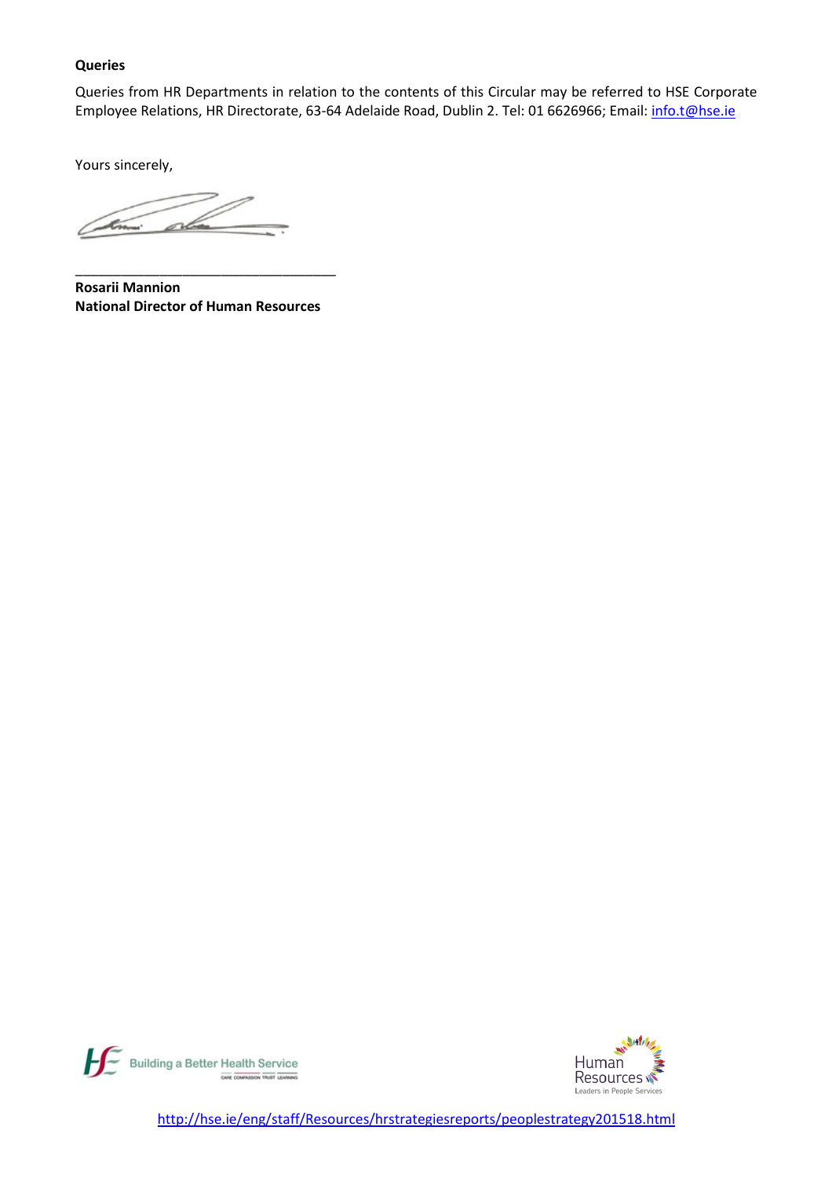**Queries**

Queries from HR Departments in relation to the contents of this Circular may be referred to HSE Corporate Employee Relations, HR Directorate, 63-64 Adelaide Road, Dublin 2. Tel: 01 6626966; Email: info.t@hse.ie

Yours sincerely,

___________________________________

**Rosarii Mannion**
**National Director of Human Resources**

http://hse.ie/eng/staff/Resources/hrstrategiesreports/peoplestrategy201518.html